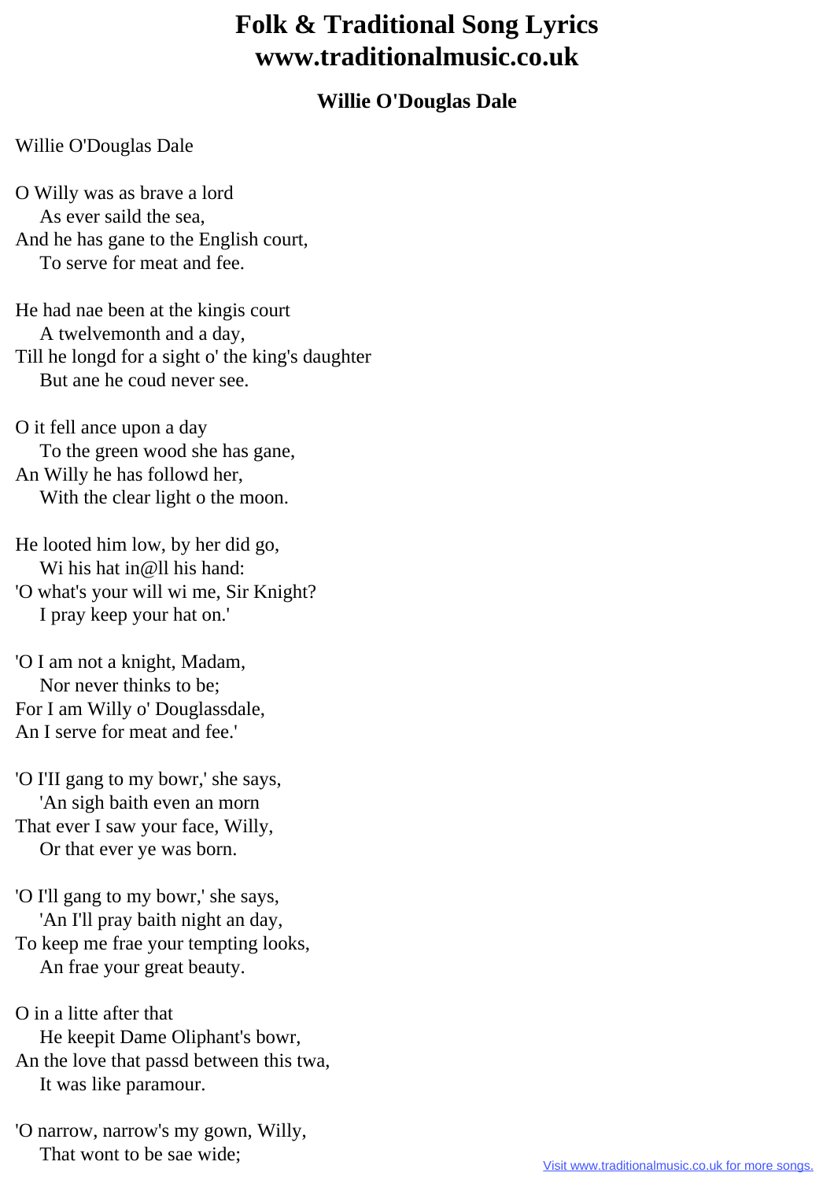# Folk & Traditional Song Lyrics
# www.traditionalmusic.co.uk

### Willie O'Douglas Dale

Willie O'Douglas Dale

O Willy was as brave a lord
As ever saild the sea,
And he has gane to the English court,
To serve for meat and fee.

He had nae been at the kingis court
A twelvemonth and a day,
Till he longd for a sight o' the king's daughter
But ane he coud never see.

O it fell ance upon a day
To the green wood she has gane,
An Willy he has followd her,
With the clear light o the moon.

He looted him low, by her did go,
Wi his hat in@ll his hand:
'O what's your will wi me, Sir Knight?
I pray keep your hat on.'

'O I am not a knight, Madam,
Nor never thinks to be;
For I am Willy o' Douglassdale,
An I serve for meat and fee.'

'O I'II gang to my bowr,' she says,
'An sigh baith even an morn
That ever I saw your face, Willy,
Or that ever ye was born.

'O I'll gang to my bowr,' she says,
'An I'll pray baith night an day,
To keep me frae your tempting looks,
An frae your great beauty.

O in a litte after that
He keepit Dame Oliphant's bowr,
An the love that passd between this twa,
It was like paramour.

'O narrow, narrow's my gown, Willy,
That wont to be sae wide;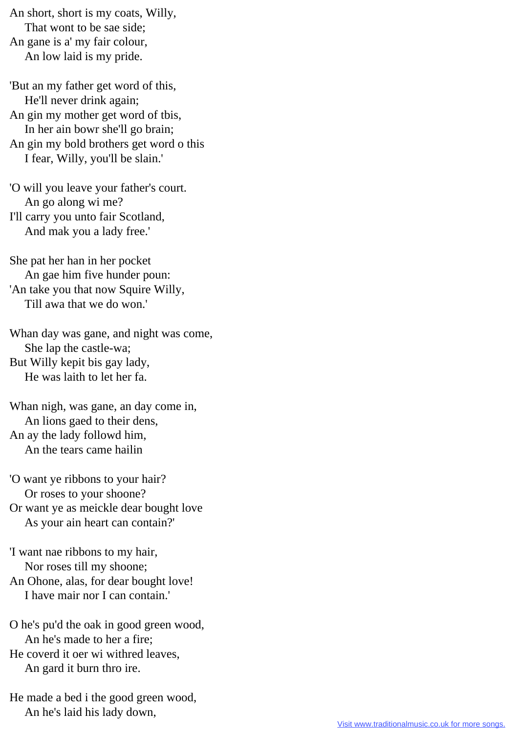An short, short is my coats, Willy,
    That wont to be sae side;
An gane is a' my fair colour,
    An low laid is my pride.

'But an my father get word of this,
    He'll never drink again;
An gin my mother get word of tbis,
    In her ain bowr she'll go brain;
An gin my bold brothers get word o this
    I fear, Willy, you'll be slain.'

'O will you leave your father's court.
    An go along wi me?
I'll carry you unto fair Scotland,
    And mak you a lady free.'

She pat her han in her pocket
    An gae him five hunder poun:
'An take you that now Squire Willy,
    Till awa that we do won.'

Whan day was gane, and night was come,
    She lap the castle-wa;
But Willy kepit bis gay lady,
    He was laith to let her fa.

Whan nigh, was gane, an day come in,
    An lions gaed to their dens,
An ay the lady followd him,
    An the tears came hailin

'O want ye ribbons to your hair?
    Or roses to your shoone?
Or want ye as meickle dear bought love
    As your ain heart can contain?'

'I want nae ribbons to my hair,
    Nor roses till my shoone;
An Ohone, alas, for dear bought love!
    I have mair nor I can contain.'

O he's pu'd the oak in good green wood,
    An he's made to her a fire;
He coverd it oer wi withred leaves,
    An gard it burn thro ire.

He made a bed i the good green wood,
    An he's laid his lady down,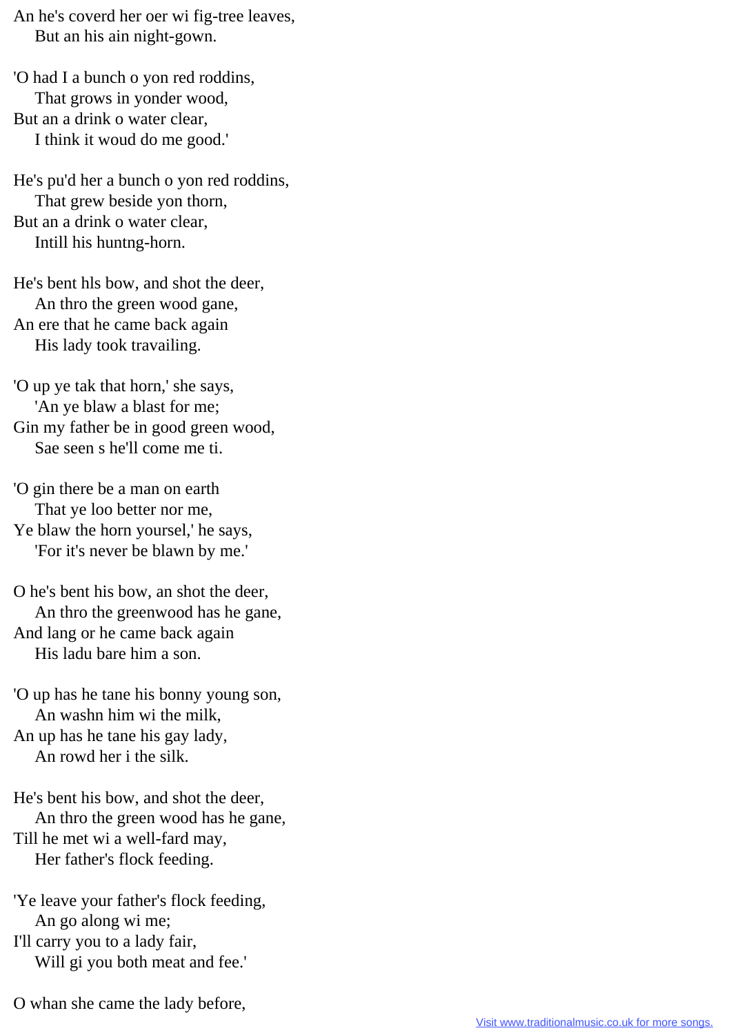An he's coverd her oer wi fig-tree leaves,
    But an his ain night-gown.

'O had I a bunch o yon red roddins,
    That grows in yonder wood,
But an a drink o water clear,
    I think it woud do me good.'

He's pu'd her a bunch o yon red roddins,
    That grew beside yon thorn,
But an a drink o water clear,
    Intill his huntng-horn.

He's bent hls bow, and shot the deer,
    An thro the green wood gane,
An ere that he came back again
    His lady took travailing.

'O up ye tak that horn,' she says,
    'An ye blaw a blast for me;
Gin my father be in good green wood,
    Sae seen s he'll come me ti.

'O gin there be a man on earth
    That ye loo better nor me,
Ye blaw the horn yoursel,' he says,
    'For it's never be blawn by me.'

O he's bent his bow, an shot the deer,
    An thro the greenwood has he gane,
And lang or he came back again
    His ladu bare him a son.

'O up has he tane his bonny young son,
    An washn him wi the milk,
An up has he tane his gay lady,
    An rowd her i the silk.

He's bent his bow, and shot the deer,
    An thro the green wood has he gane,
Till he met wi a well-fard may,
    Her father's flock feeding.

'Ye leave your father's flock feeding,
    An go along wi me;
I'll carry you to a lady fair,
    Will gi you both meat and fee.'

O whan she came the lady before,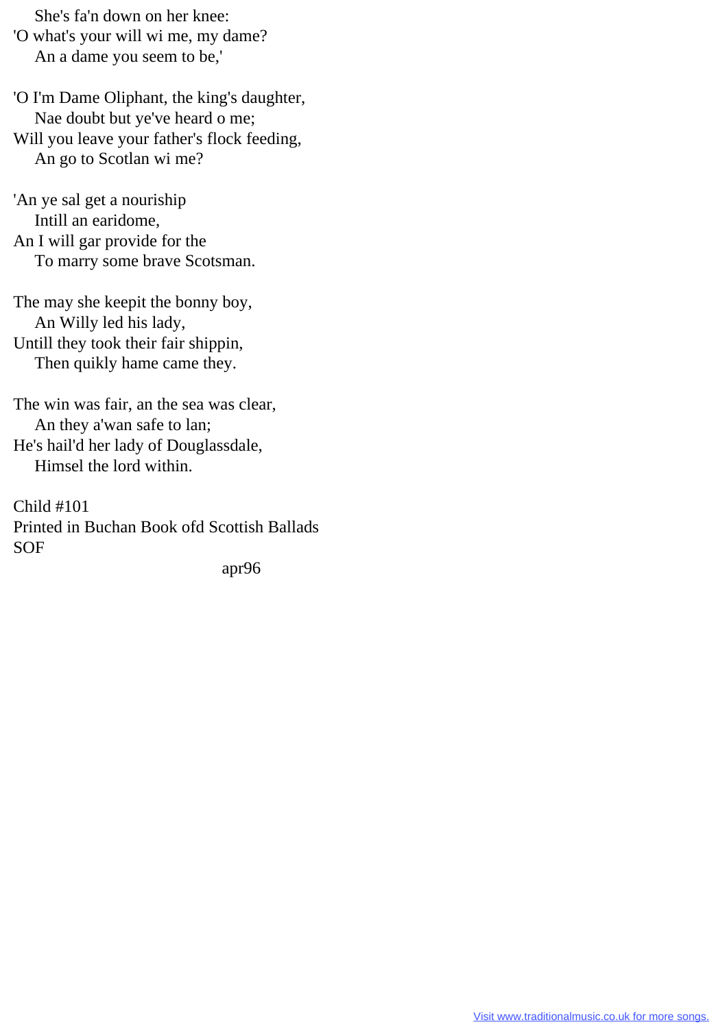She's fa'n down on her knee:
'O what's your will wi me, my dame?
An a dame you seem to be,'

'O I'm Dame Oliphant, the king's daughter,
Nae doubt but ye've heard o me;
Will you leave your father's flock feeding,
An go to Scotlan wi me?

'An ye sal get a nouriship
Intill an earidome,
An I will gar provide for the
To marry some brave Scotsman.

The may she keepit the bonny boy,
An Willy led his lady,
Untill they took their fair shippin,
Then quikly hame came they.

The win was fair, an the sea was clear,
An they a'wan safe to lan;
He's hail'd her lady of Douglassdale,
Himsel the lord within.

Child #101
Printed in Buchan Book ofd Scottish Ballads
SOF

apr96